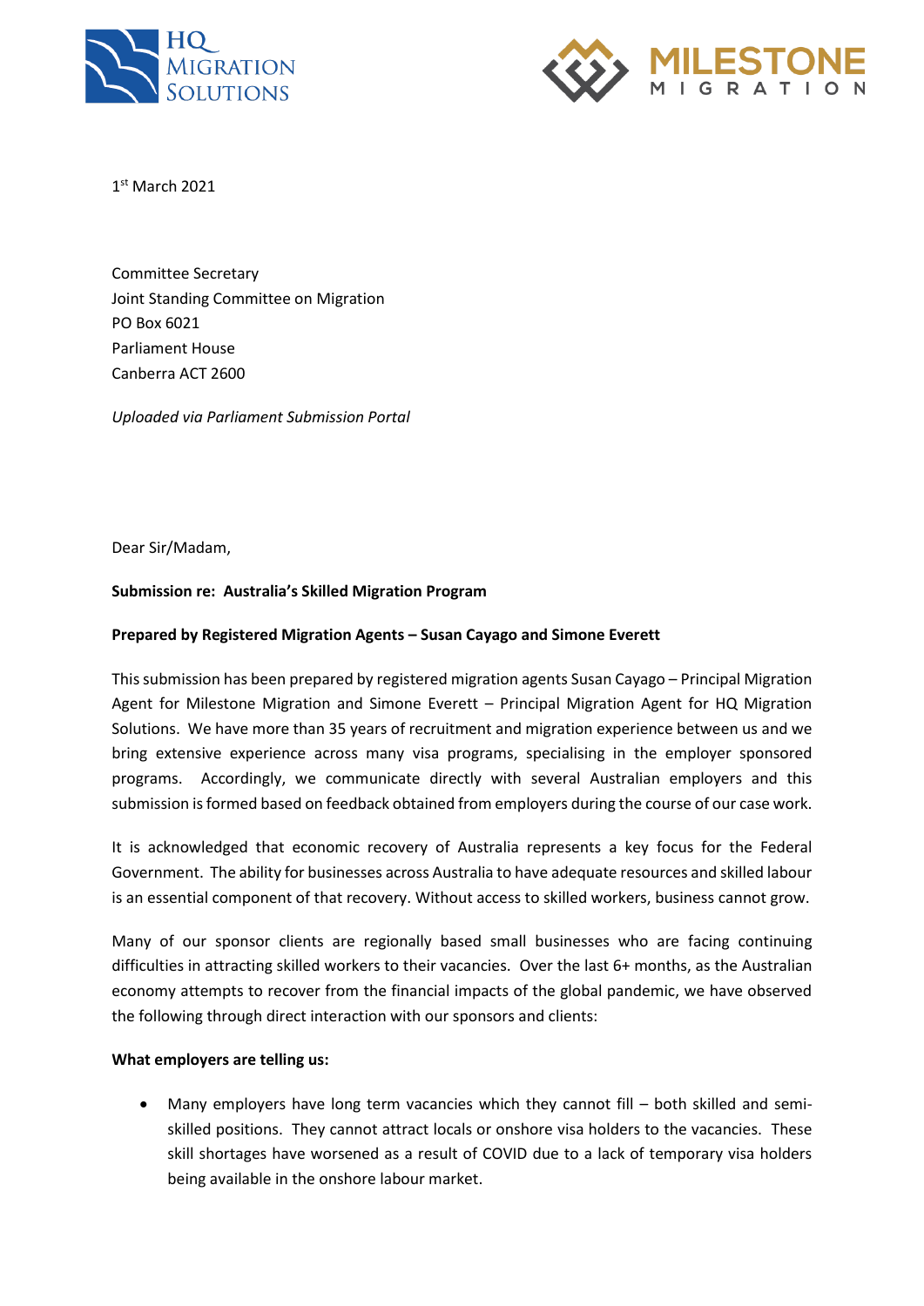HQ Migration Solutions

MILESTONE MIGRATION

1st March 2021

Committee Secretary
Joint Standing Committee on Migration
PO Box 6021
Parliament House
Canberra ACT 2600

*Uploaded via Parliament Submission Portal*

Dear Sir/Madam,

**Submission re: Australia's Skilled Migration Program**

**Prepared by Registered Migration Agents – Susan Cayago and Simone Everett**

This submission has been prepared by registered migration agents Susan Cayago – Principal Migration Agent for Milestone Migration and Simone Everett – Principal Migration Agent for HQ Migration Solutions. We have more than 35 years of recruitment and migration experience between us and we bring extensive experience across many visa programs, specialising in the employer sponsored programs. Accordingly, we communicate directly with several Australian employers and this submission is formed based on feedback obtained from employers during the course of our case work.

It is acknowledged that economic recovery of Australia represents a key focus for the Federal Government. The ability for businesses across Australia to have adequate resources and skilled labour is an essential component of that recovery. Without access to skilled workers, business cannot grow.

Many of our sponsor clients are regionally based small businesses who are facing continuing difficulties in attracting skilled workers to their vacancies. Over the last 6+ months, as the Australian economy attempts to recover from the financial impacts of the global pandemic, we have observed the following through direct interaction with our sponsors and clients:

**What employers are telling us:**

- Many employers have long term vacancies which they cannot fill – both skilled and semi-skilled positions. They cannot attract locals or onshore visa holders to the vacancies. These skill shortages have worsened as a result of COVID due to a lack of temporary visa holders being available in the onshore labour market.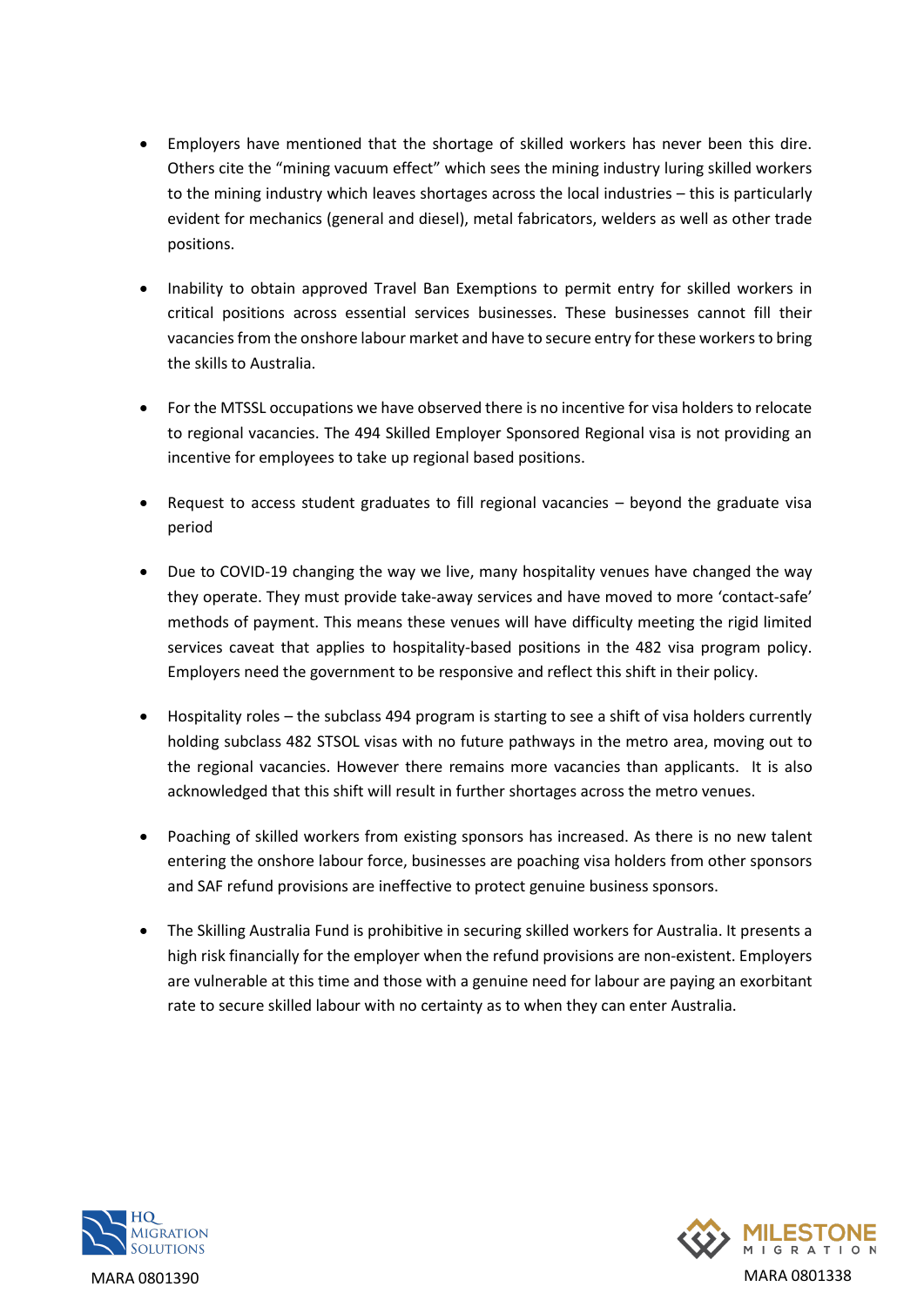- Employers have mentioned that the shortage of skilled workers has never been this dire. Others cite the "mining vacuum effect" which sees the mining industry luring skilled workers to the mining industry which leaves shortages across the local industries – this is particularly evident for mechanics (general and diesel), metal fabricators, welders as well as other trade positions.

- Inability to obtain approved Travel Ban Exemptions to permit entry for skilled workers in critical positions across essential services businesses. These businesses cannot fill their vacancies from the onshore labour market and have to secure entry for these workers to bring the skills to Australia.

- For the MTSSL occupations we have observed there is no incentive for visa holders to relocate to regional vacancies. The 494 Skilled Employer Sponsored Regional visa is not providing an incentive for employees to take up regional based positions.

- Request to access student graduates to fill regional vacancies – beyond the graduate visa period

- Due to COVID-19 changing the way we live, many hospitality venues have changed the way they operate. They must provide take-away services and have moved to more 'contact-safe' methods of payment. This means these venues will have difficulty meeting the rigid limited services caveat that applies to hospitality-based positions in the 482 visa program policy. Employers need the government to be responsive and reflect this shift in their policy.

- Hospitality roles – the subclass 494 program is starting to see a shift of visa holders currently holding subclass 482 STSOL visas with no future pathways in the metro area, moving out to the regional vacancies. However there remains more vacancies than applicants. It is also acknowledged that this shift will result in further shortages across the metro venues.

- Poaching of skilled workers from existing sponsors has increased. As there is no new talent entering the onshore labour force, businesses are poaching visa holders from other sponsors and SAF refund provisions are ineffective to protect genuine business sponsors.

- The Skilling Australia Fund is prohibitive in securing skilled workers for Australia. It presents a high risk financially for the employer when the refund provisions are non-existent. Employers are vulnerable at this time and those with a genuine need for labour are paying an exorbitant rate to secure skilled labour with no certainty as to when they can enter Australia.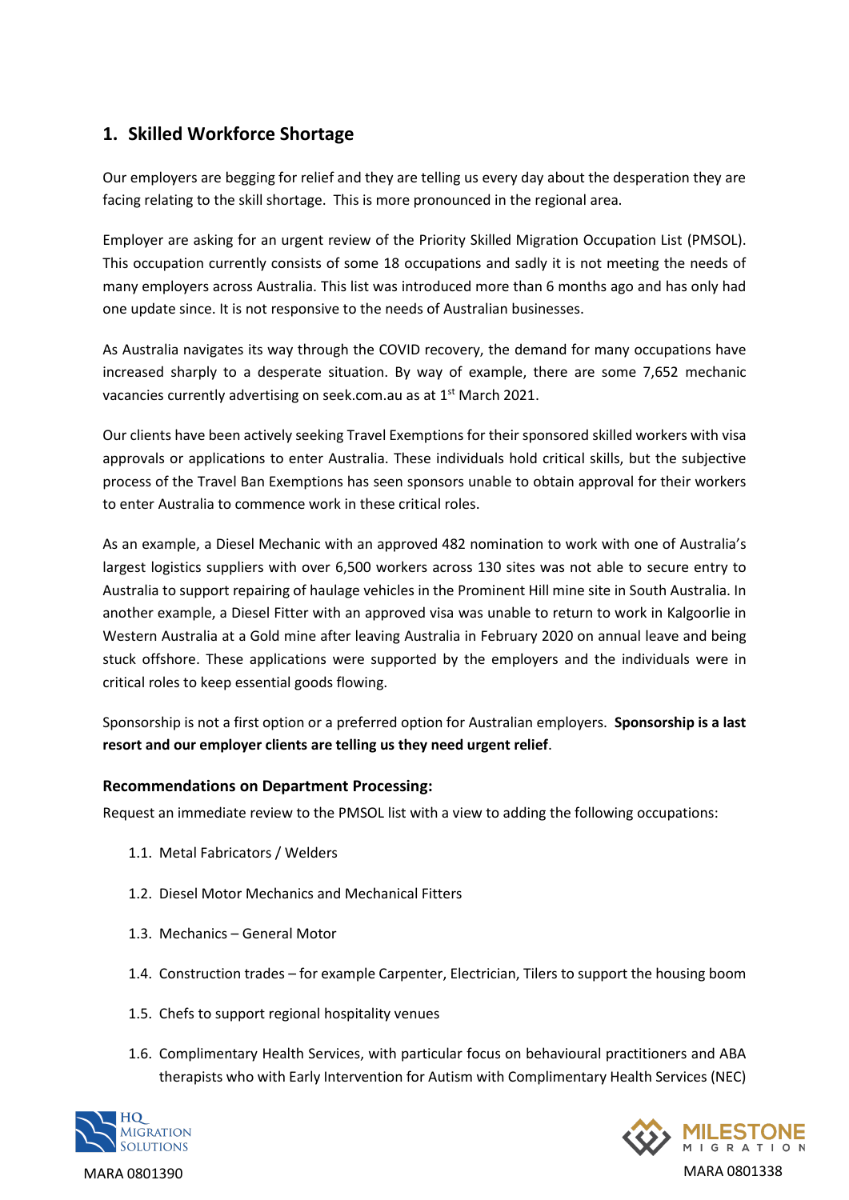## 1. Skilled Workforce Shortage

Our employers are begging for relief and they are telling us every day about the desperation they are facing relating to the skill shortage. This is more pronounced in the regional area.

Employer are asking for an urgent review of the Priority Skilled Migration Occupation List (PMSOL). This occupation currently consists of some 18 occupations and sadly it is not meeting the needs of many employers across Australia. This list was introduced more than 6 months ago and has only had one update since. It is not responsive to the needs of Australian businesses.

As Australia navigates its way through the COVID recovery, the demand for many occupations have increased sharply to a desperate situation. By way of example, there are some 7,652 mechanic vacancies currently advertising on seek.com.au as at 1st March 2021.

Our clients have been actively seeking Travel Exemptions for their sponsored skilled workers with visa approvals or applications to enter Australia. These individuals hold critical skills, but the subjective process of the Travel Ban Exemptions has seen sponsors unable to obtain approval for their workers to enter Australia to commence work in these critical roles.

As an example, a Diesel Mechanic with an approved 482 nomination to work with one of Australia's largest logistics suppliers with over 6,500 workers across 130 sites was not able to secure entry to Australia to support repairing of haulage vehicles in the Prominent Hill mine site in South Australia. In another example, a Diesel Fitter with an approved visa was unable to return to work in Kalgoorlie in Western Australia at a Gold mine after leaving Australia in February 2020 on annual leave and being stuck offshore. These applications were supported by the employers and the individuals were in critical roles to keep essential goods flowing.

Sponsorship is not a first option or a preferred option for Australian employers. **Sponsorship is a last resort and our employer clients are telling us they need urgent relief**.

### Recommendations on Department Processing:

Request an immediate review to the PMSOL list with a view to adding the following occupations:

1.1. Metal Fabricators / Welders

1.2. Diesel Motor Mechanics and Mechanical Fitters

1.3. Mechanics – General Motor

1.4. Construction trades – for example Carpenter, Electrician, Tilers to support the housing boom

1.5. Chefs to support regional hospitality venues

1.6. Complimentary Health Services, with particular focus on behavioural practitioners and ABA therapists who with Early Intervention for Autism with Complimentary Health Services (NEC)

HQ Migration Solutions MARA 0801390

Milestone Migration MARA 0801338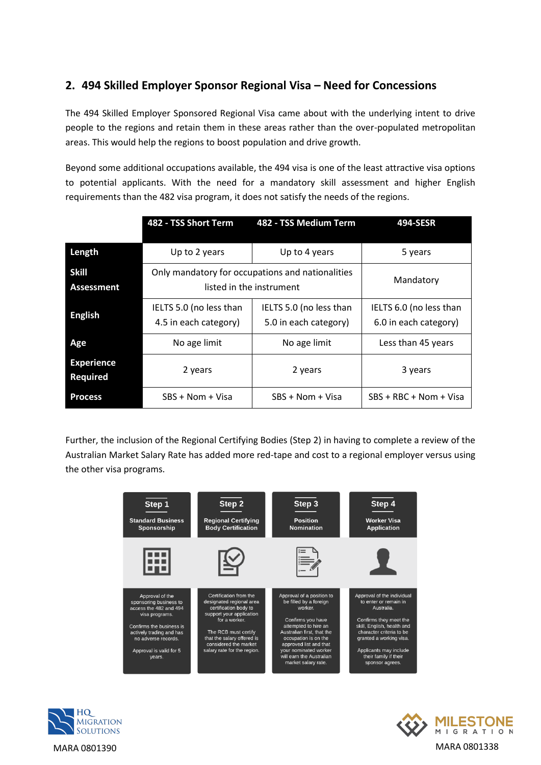## 2. 494 Skilled Employer Sponsor Regional Visa – Need for Concessions

The 494 Skilled Employer Sponsored Regional Visa came about with the underlying intent to drive people to the regions and retain them in these areas rather than the over-populated metropolitan areas. This would help the regions to boost population and drive growth.

Beyond some additional occupations available, the 494 visa is one of the least attractive visa options to potential applicants. With the need for a mandatory skill assessment and higher English requirements than the 482 visa program, it does not satisfy the needs of the regions.

| | 482 - TSS Short Term | 482 - TSS Medium Term | 494-SESR |
|---|---|---|---|
| **Length** | Up to 2 years | Up to 4 years | 5 years |
| **Skill Assessment** | Only mandatory for occupations and nationalities listed in the instrument | | Mandatory |
| **English** | IELTS 5.0 (no less than 4.5 in each category) | IELTS 5.0 (no less than 5.0 in each category) | IELTS 6.0 (no less than 6.0 in each category) |
| **Age** | No age limit | No age limit | Less than 45 years |
| **Experience Required** | 2 years | 2 years | 3 years |
| **Process** | SBS + Nom + Visa | SBS + Nom + Visa | SBS + RBC + Nom + Visa |

Further, the inclusion of the Regional Certifying Bodies (Step 2) in having to complete a review of the Australian Market Salary Rate has added more red-tape and cost to a regional employer versus using the other visa programs.

| Step 1 | Step 2 | Step 3 | Step 4 |
|---|---|---|---|
| **Standard Business Sponsorship** | **Regional Certifying Body Certification** | **Position Nomination** | **Worker Visa Application** |
| Approval of the sponsoring business to access the 482 and 494 visa programs. Confirms the business is actively trading and has no adverse records. Approval is valid for 5 years. | Certification from the designated regional area certification body to support your application for a worker. The RCB must certify that the salary offered is considered the market salary rate for the region. | Approval of a position to be filled by a foreign worker. Confirms you have attempted to hire an Australian first, that the occupation is on the approved list and that your nominated worker will earn the Australian market salary rate. | Approval of the individual to enter or remain in Australia. Confirms they meet the skill, English, health and character criteria to be granted a working visa. Applicants may include their family if their sponsor agrees. |

HQ Migration Solutions
MARA 0801390

Milestone Migration
MARA 0801338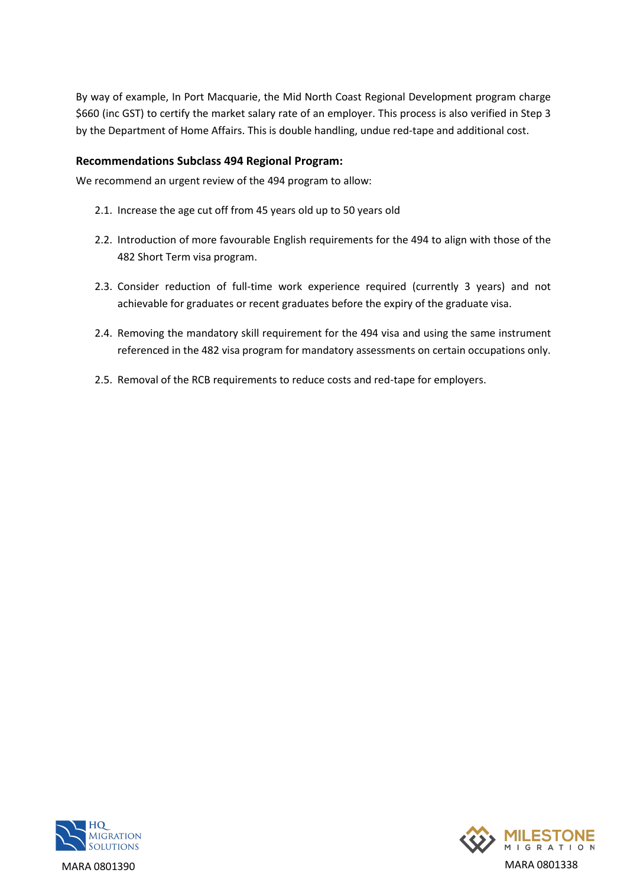By way of example, In Port Macquarie, the Mid North Coast Regional Development program charge $660 (inc GST) to certify the market salary rate of an employer. This process is also verified in Step 3 by the Department of Home Affairs. This is double handling, undue red-tape and additional cost.

**Recommendations Subclass 494 Regional Program:**

We recommend an urgent review of the 494 program to allow:

2.1. Increase the age cut off from 45 years old up to 50 years old

2.2. Introduction of more favourable English requirements for the 494 to align with those of the 482 Short Term visa program.

2.3. Consider reduction of full-time work experience required (currently 3 years) and not achievable for graduates or recent graduates before the expiry of the graduate visa.

2.4. Removing the mandatory skill requirement for the 494 visa and using the same instrument referenced in the 482 visa program for mandatory assessments on certain occupations only.

2.5. Removal of the RCB requirements to reduce costs and red-tape for employers.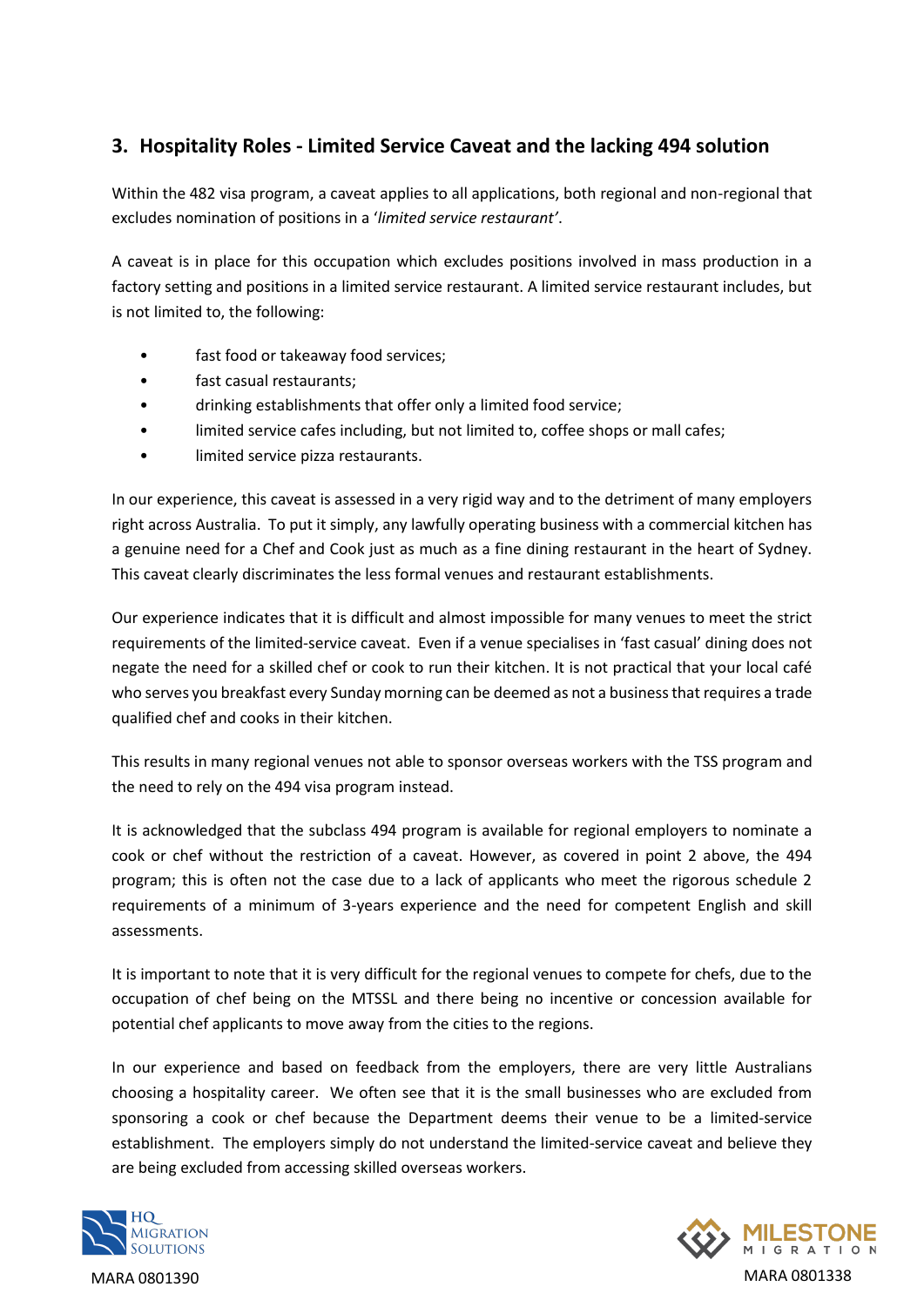## 3. Hospitality Roles - Limited Service Caveat and the lacking 494 solution

Within the 482 visa program, a caveat applies to all applications, both regional and non-regional that excludes nomination of positions in a '*limited service restaurant'*.

A caveat is in place for this occupation which excludes positions involved in mass production in a factory setting and positions in a limited service restaurant. A limited service restaurant includes, but is not limited to, the following:

- fast food or takeaway food services;
- fast casual restaurants;
- drinking establishments that offer only a limited food service;
- limited service cafes including, but not limited to, coffee shops or mall cafes;
- limited service pizza restaurants.

In our experience, this caveat is assessed in a very rigid way and to the detriment of many employers right across Australia. To put it simply, any lawfully operating business with a commercial kitchen has a genuine need for a Chef and Cook just as much as a fine dining restaurant in the heart of Sydney. This caveat clearly discriminates the less formal venues and restaurant establishments.

Our experience indicates that it is difficult and almost impossible for many venues to meet the strict requirements of the limited-service caveat. Even if a venue specialises in 'fast casual' dining does not negate the need for a skilled chef or cook to run their kitchen. It is not practical that your local café who serves you breakfast every Sunday morning can be deemed as not a business that requires a trade qualified chef and cooks in their kitchen.

This results in many regional venues not able to sponsor overseas workers with the TSS program and the need to rely on the 494 visa program instead.

It is acknowledged that the subclass 494 program is available for regional employers to nominate a cook or chef without the restriction of a caveat. However, as covered in point 2 above, the 494 program; this is often not the case due to a lack of applicants who meet the rigorous schedule 2 requirements of a minimum of 3-years experience and the need for competent English and skill assessments.

It is important to note that it is very difficult for the regional venues to compete for chefs, due to the occupation of chef being on the MTSSL and there being no incentive or concession available for potential chef applicants to move away from the cities to the regions.

In our experience and based on feedback from the employers, there are very little Australians choosing a hospitality career. We often see that it is the small businesses who are excluded from sponsoring a cook or chef because the Department deems their venue to be a limited-service establishment. The employers simply do not understand the limited-service caveat and believe they are being excluded from accessing skilled overseas workers.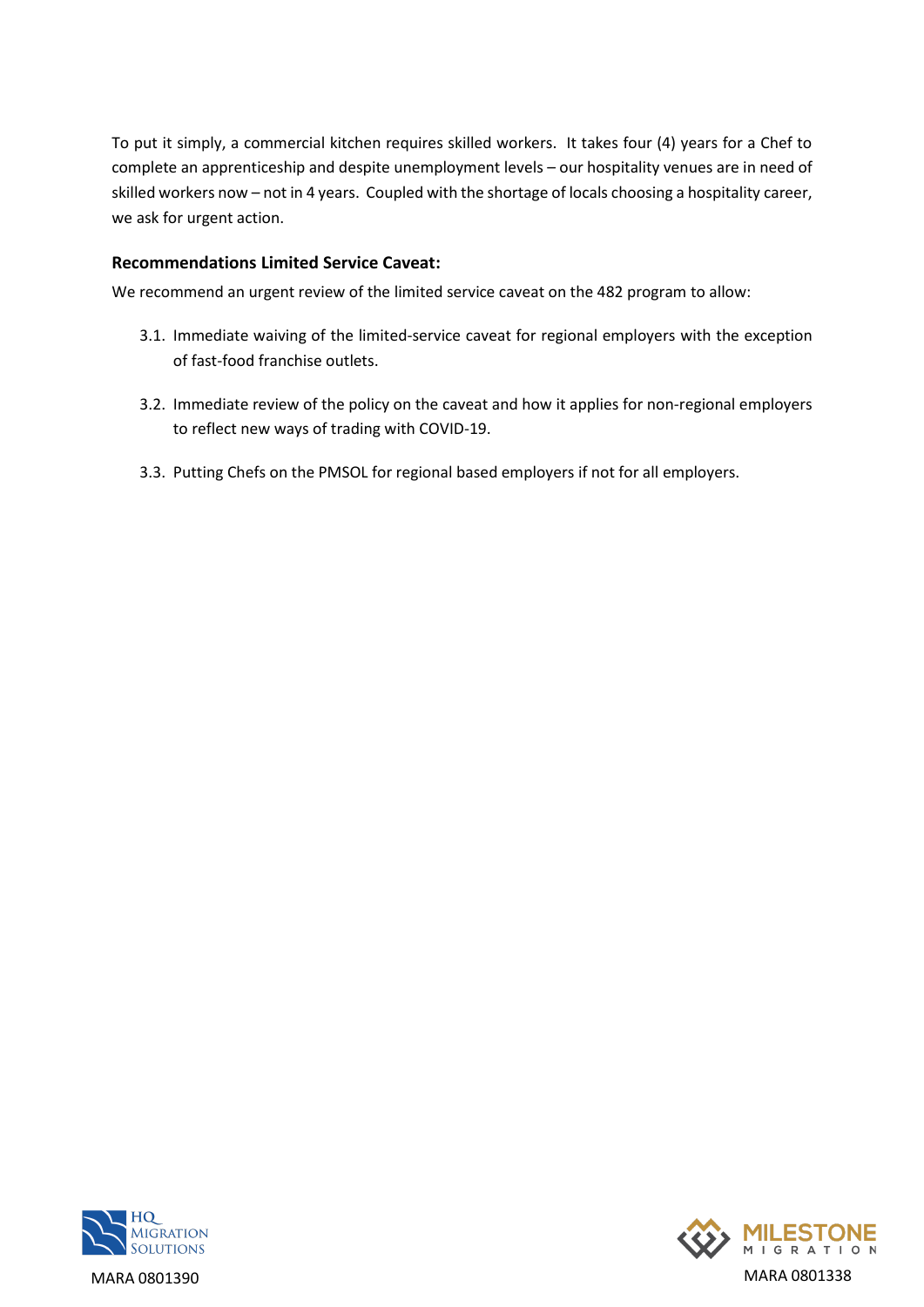To put it simply, a commercial kitchen requires skilled workers. It takes four (4) years for a Chef to complete an apprenticeship and despite unemployment levels – our hospitality venues are in need of skilled workers now – not in 4 years. Coupled with the shortage of locals choosing a hospitality career, we ask for urgent action.

**Recommendations Limited Service Caveat:**

We recommend an urgent review of the limited service caveat on the 482 program to allow:

3.1. Immediate waiving of the limited-service caveat for regional employers with the exception of fast-food franchise outlets.

3.2. Immediate review of the policy on the caveat and how it applies for non-regional employers to reflect new ways of trading with COVID-19.

3.3. Putting Chefs on the PMSOL for regional based employers if not for all employers.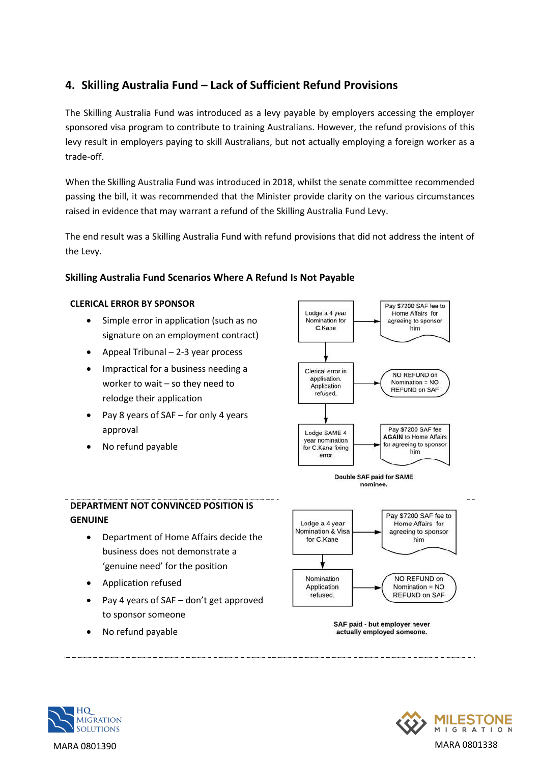## 4. Skilling Australia Fund – Lack of Sufficient Refund Provisions

The Skilling Australia Fund was introduced as a levy payable by employers accessing the employer sponsored visa program to contribute to training Australians. However, the refund provisions of this levy result in employers paying to skill Australians, but not actually employing a foreign worker as a trade-off.

When the Skilling Australia Fund was introduced in 2018, whilst the senate committee recommended passing the bill, it was recommended that the Minister provide clarity on the various circumstances raised in evidence that may warrant a refund of the Skilling Australia Fund Levy.

The end result was a Skilling Australia Fund with refund provisions that did not address the intent of the Levy.

### Skilling Australia Fund Scenarios Where A Refund Is Not Payable

**CLERICAL ERROR BY SPONSOR**

- Simple error in application (such as no signature on an employment contract)
- Appeal Tribunal – 2-3 year process
- Impractical for a business needing a worker to wait – so they need to relodge their application
- Pay 8 years of SAF – for only 4 years approval
- No refund payable

Lodge a 4 year Nomination for C.Kane → Pay $7200 SAF fee to Home Affairs for agreeing to sponsor him

Clerical error in application. Application refused. → NO REFUND on Nomination = NO REFUND on SAF

Lodge SAME 4 year nomination for C.Kane fixing error → Pay $7200 SAF fee **AGAIN** to Home Affairs for agreeing to sponsor him

**Double SAF paid for SAME nominee.**

**DEPARTMENT NOT CONVINCED POSITION IS GENUINE**

- Department of Home Affairs decide the business does not demonstrate a 'genuine need' for the position
- Application refused
- Pay 4 years of SAF – don't get approved to sponsor someone
- No refund payable

Lodge a 4 year Nomination & Visa for C.Kane → Pay $7200 SAF fee to Home Affairs for agreeing to sponsor him

Nomination Application refused. → NO REFUND on Nomination = NO REFUND on SAF

**SAF paid - but employer never actually employed someone.**

HQ MIGRATION SOLUTIONS
MARA 0801390

MILESTONE MIGRATION
MARA 0801338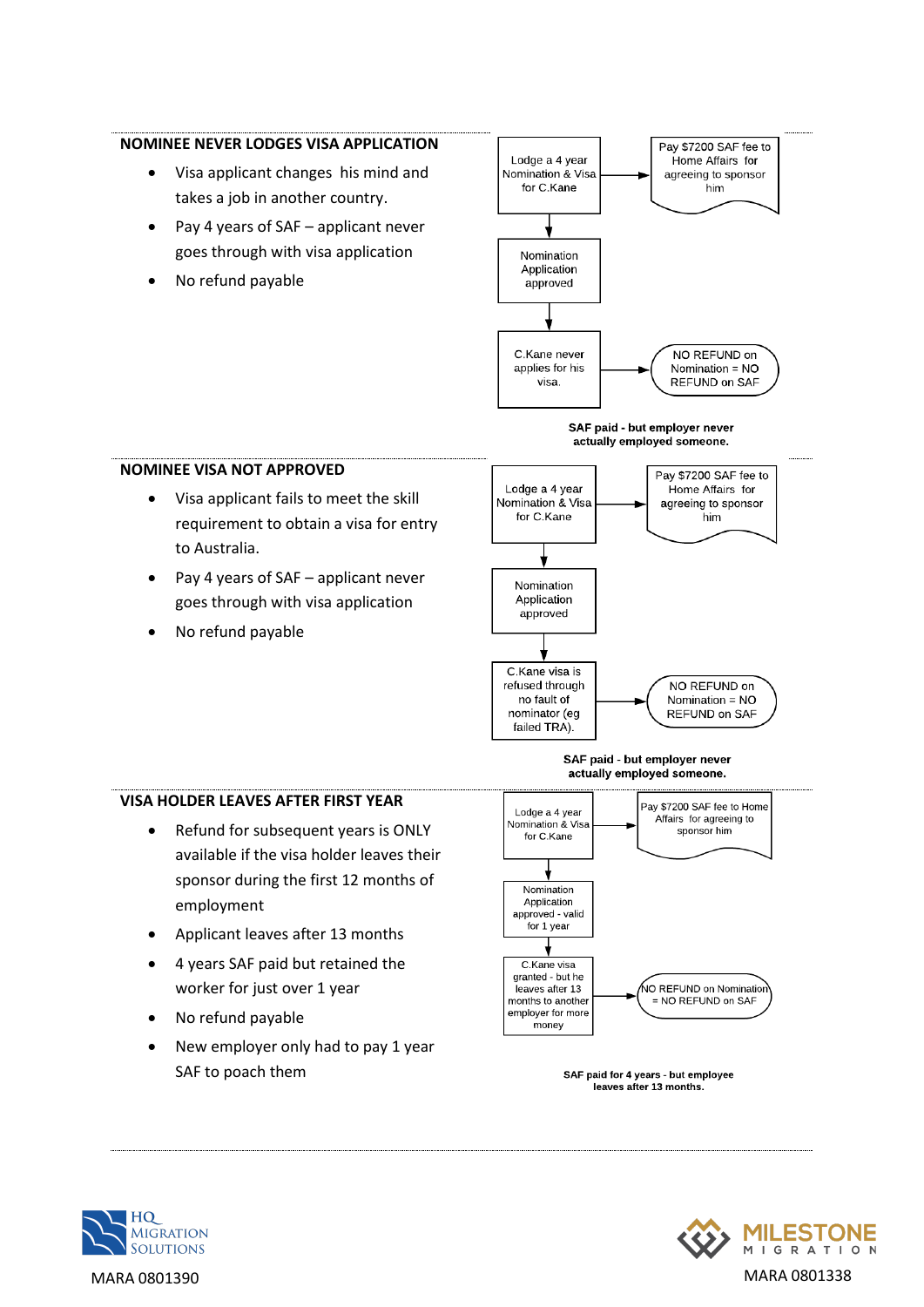## NOMINEE NEVER LODGES VISA APPLICATION

- Visa applicant changes his mind and takes a job in another country.
- Pay 4 years of SAF – applicant never goes through with visa application
- No refund payable

Lodge a 4 year Nomination & Visa for C.Kane → Pay $7200 SAF fee to Home Affairs for agreeing to sponsor him

Nomination Application approved

C.Kane never applies for his visa. → NO REFUND on Nomination = NO REFUND on SAF

**SAF paid - but employer never actually employed someone.**

## NOMINEE VISA NOT APPROVED

- Visa applicant fails to meet the skill requirement to obtain a visa for entry to Australia.
- Pay 4 years of SAF – applicant never goes through with visa application
- No refund payable

Lodge a 4 year Nomination & Visa for C.Kane → Pay $7200 SAF fee to Home Affairs for agreeing to sponsor him

Nomination Application approved

C.Kane visa is refused through no fault of nominator (eg failed TRA). → NO REFUND on Nomination = NO REFUND on SAF

**SAF paid - but employer never actually employed someone.**

## VISA HOLDER LEAVES AFTER FIRST YEAR

- Refund for subsequent years is ONLY available if the visa holder leaves their sponsor during the first 12 months of employment
- Applicant leaves after 13 months
- 4 years SAF paid but retained the worker for just over 1 year
- No refund payable
- New employer only had to pay 1 year SAF to poach them

Lodge a 4 year Nomination & Visa for C.Kane → Pay $7200 SAF fee to Home Affairs for agreeing to sponsor him

Nomination Application approved - valid for 1 year

C.Kane visa granted - but he leaves after 13 months to another employer for more money → NO REFUND on Nomination = NO REFUND on SAF

**SAF paid for 4 years - but employee leaves after 13 months.**

HQ MIGRATION SOLUTIONS
MARA 0801390

MILESTONE MIGRATION
MARA 0801338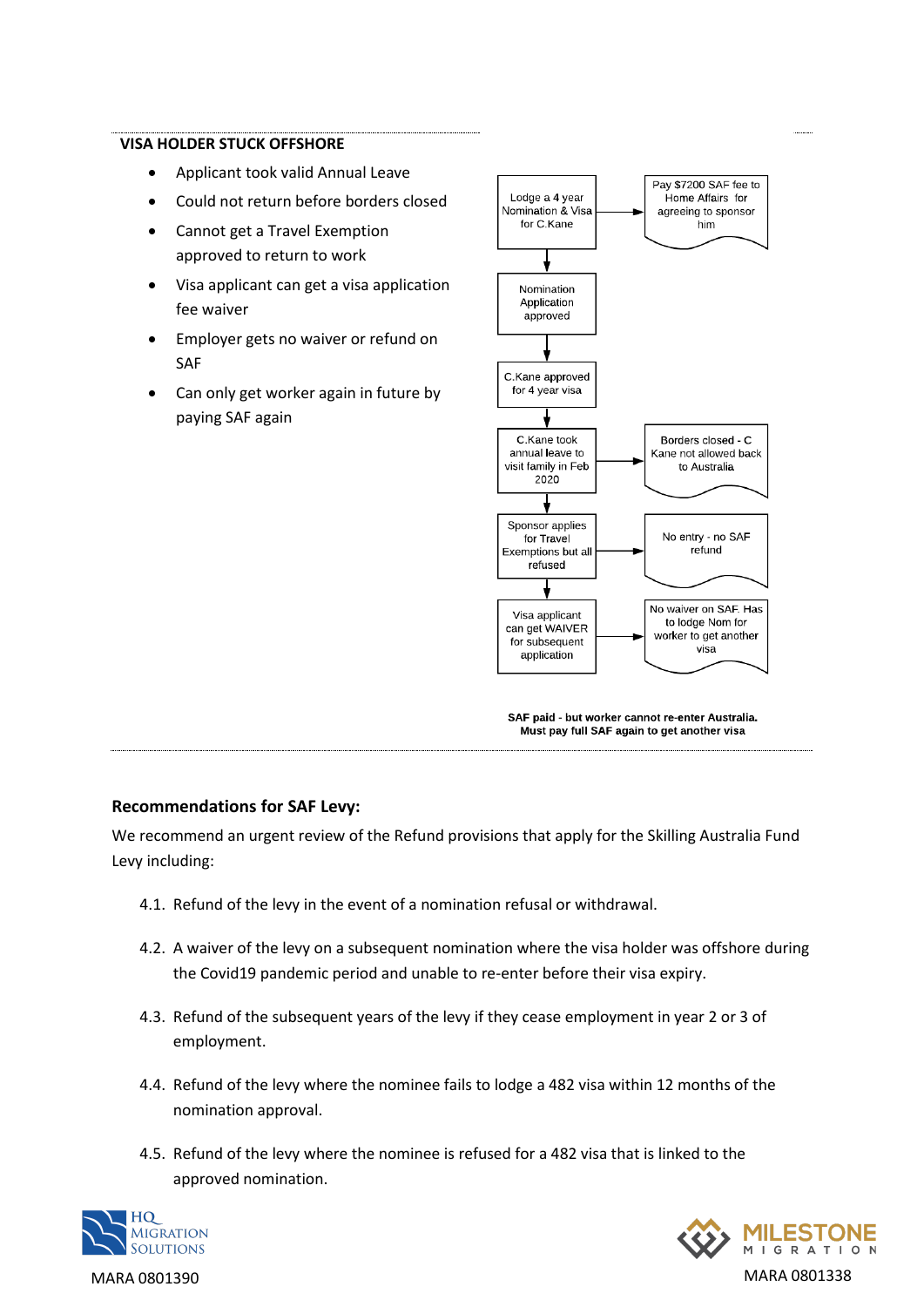### VISA HOLDER STUCK OFFSHORE

- Applicant took valid Annual Leave
- Could not return before borders closed
- Cannot get a Travel Exemption approved to return to work
- Visa applicant can get a visa application fee waiver
- Employer gets no waiver or refund on SAF
- Can only get worker again in future by paying SAF again

Lodge a 4 year Nomination & Visa for C.Kane → Pay $7200 SAF fee to Home Affairs for agreeing to sponsor him

Nomination Application approved

C.Kane approved for 4 year visa

C.Kane took annual leave to visit family in Feb 2020 → Borders closed - C Kane not allowed back to Australia

Sponsor applies for Travel Exemptions but all refused → No entry - no SAF refund

Visa applicant can get WAIVER for subsequent application → No waiver on SAF. Has to lodge Nom for worker to get another visa

**SAF paid - but worker cannot re-enter Australia. Must pay full SAF again to get another visa**

### Recommendations for SAF Levy:

We recommend an urgent review of the Refund provisions that apply for the Skilling Australia Fund Levy including:

4.1. Refund of the levy in the event of a nomination refusal or withdrawal.

4.2. A waiver of the levy on a subsequent nomination where the visa holder was offshore during the Covid19 pandemic period and unable to re-enter before their visa expiry.

4.3. Refund of the subsequent years of the levy if they cease employment in year 2 or 3 of employment.

4.4. Refund of the levy where the nominee fails to lodge a 482 visa within 12 months of the nomination approval.

4.5. Refund of the levy where the nominee is refused for a 482 visa that is linked to the approved nomination.

HQ MIGRATION SOLUTIONS
MARA 0801390

MILESTONE MIGRATION
MARA 0801338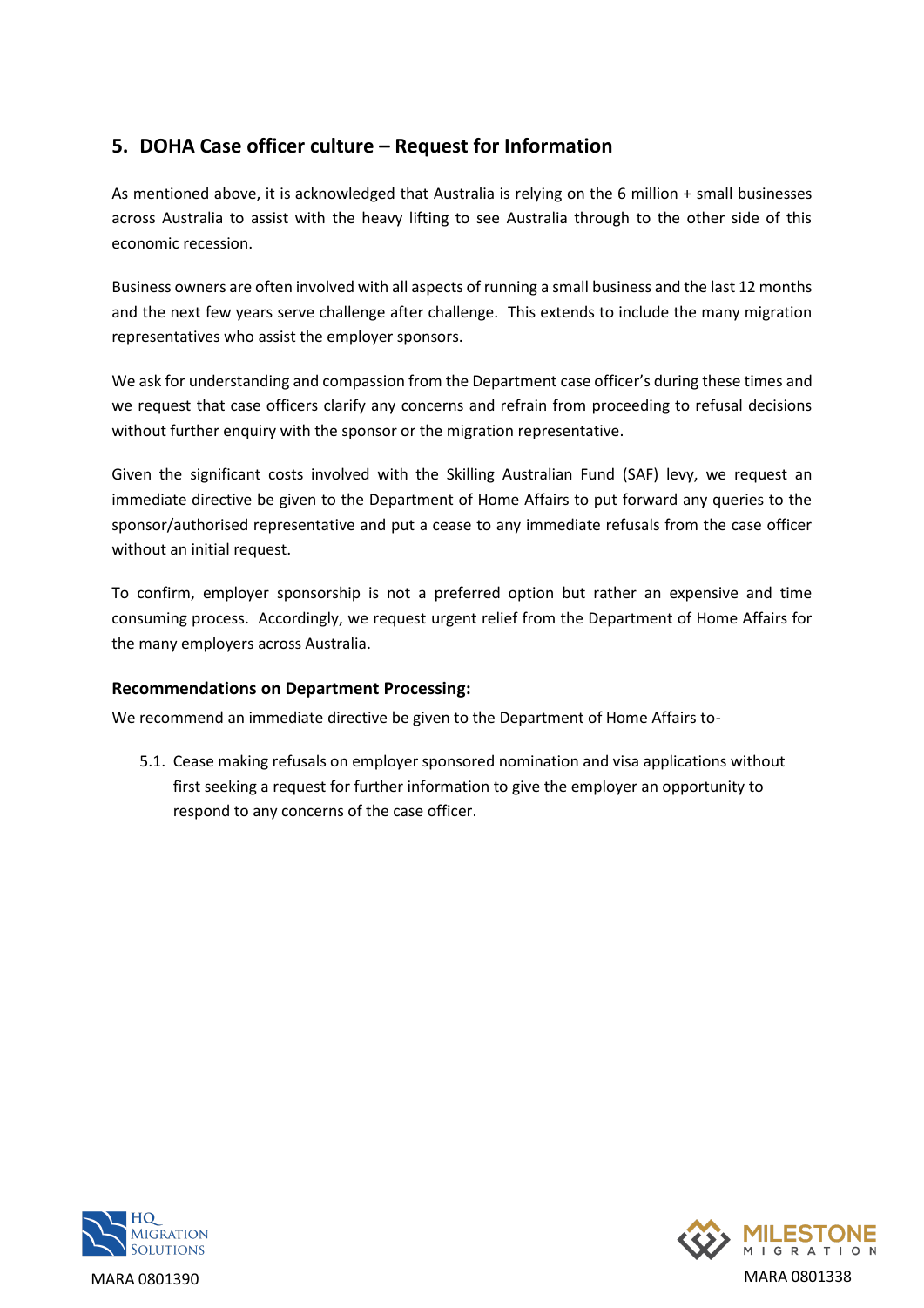## 5. DOHA Case officer culture – Request for Information

As mentioned above, it is acknowledged that Australia is relying on the 6 million + small businesses across Australia to assist with the heavy lifting to see Australia through to the other side of this economic recession.

Business owners are often involved with all aspects of running a small business and the last 12 months and the next few years serve challenge after challenge. This extends to include the many migration representatives who assist the employer sponsors.

We ask for understanding and compassion from the Department case officer's during these times and we request that case officers clarify any concerns and refrain from proceeding to refusal decisions without further enquiry with the sponsor or the migration representative.

Given the significant costs involved with the Skilling Australian Fund (SAF) levy, we request an immediate directive be given to the Department of Home Affairs to put forward any queries to the sponsor/authorised representative and put a cease to any immediate refusals from the case officer without an initial request.

To confirm, employer sponsorship is not a preferred option but rather an expensive and time consuming process. Accordingly, we request urgent relief from the Department of Home Affairs for the many employers across Australia.

**Recommendations on Department Processing:**

We recommend an immediate directive be given to the Department of Home Affairs to-

5.1. Cease making refusals on employer sponsored nomination and visa applications without first seeking a request for further information to give the employer an opportunity to respond to any concerns of the case officer.

HQ MIGRATION SOLUTIONS
MARA 0801390

MILESTONE MIGRATION
MARA 0801338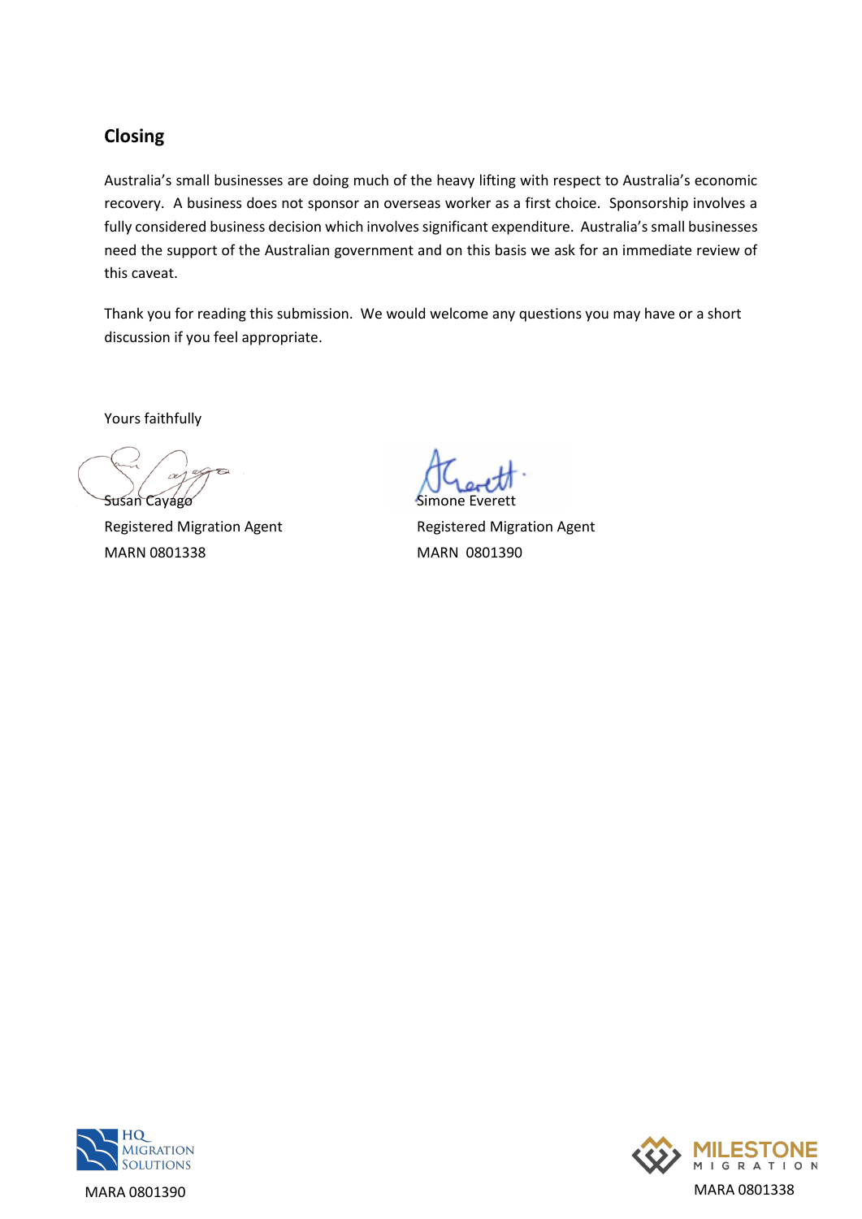## Closing

Australia's small businesses are doing much of the heavy lifting with respect to Australia's economic recovery. A business does not sponsor an overseas worker as a first choice. Sponsorship involves a fully considered business decision which involves significant expenditure. Australia's small businesses need the support of the Australian government and on this basis we ask for an immediate review of this caveat.

Thank you for reading this submission. We would welcome any questions you may have or a short discussion if you feel appropriate.

Yours faithfully

Susan Cayago
Registered Migration Agent
MARN 0801338

Simone Everett
Registered Migration Agent
MARN 0801390

HQ MIGRATION SOLUTIONS
MARA 0801390

MILESTONE MIGRATION
MARA 0801338